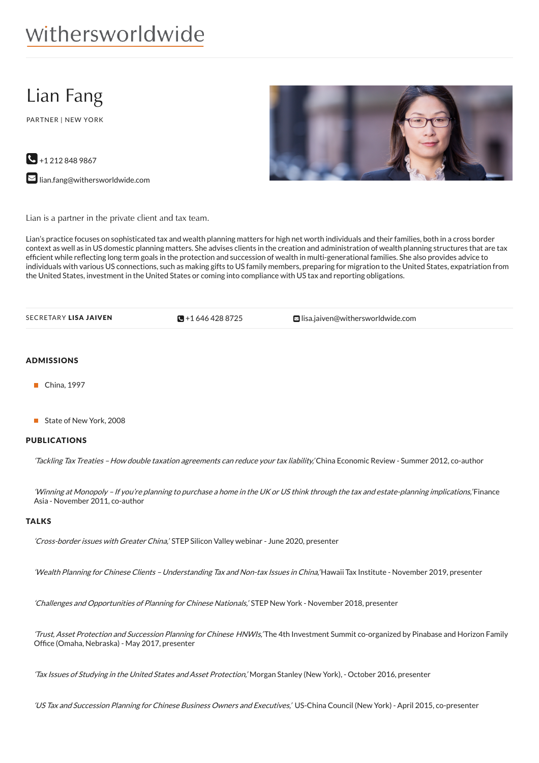withersworldwide

# Lian Fang

PARTNER | NEW YORK

+1 212 848 9867

lian.fang@withersworldwide.com

Lian is a partner in the private client and tax team.

Lian's practice focuses on sophisticated tax and wealth planning matters for high net worth individuals and their families, both in a cross border context as well as in US domestic planning matters. She advises clients in the creation and administration of wealth planning structures that are tax efficient while reflecting long term goals in the protection and succession of wealth in multi-generational families. She also provides advice to individuals with various US connections, such as making gifts to US family members, preparing for migration to the United States, expatriation from the United States, investment in the United States or coming into compliance with US tax and reporting obligations.

SECRETARY **LISA JAIVEN** | +1 646 428 8725 | lisa.jaiven@withersworldwide.com

## ADMISSIONS

- China, 1997
- State of New York, 2008

## PUBLICATIONS

*'Tackling Tax Treaties – How double taxation agreements can reduce your tax liability,'* China Economic Review - Summer 2012, co-author

*'Winning at Monopoly – If you're planning to purchase a home in the UK or US think through the tax and estate-planning implications,'* Finance Asia - November 2011, co-author

## TALKS

*'Cross-border issues with Greater China,'* STEP Silicon Valley webinar - June 2020, presenter

*'Wealth Planning for Chinese Clients – Understanding Tax and Non-tax Issues in China,'* Hawaii Tax Institute - November 2019, presenter

*'Challenges and Opportunities of Planning for Chinese Nationals,'* STEP New York - November 2018, presenter

*'Trust, Asset Protection and Succession Planning for Chinese HNWIs,'* The 4th Investment Summit co-organized by Pinabase and Horizon Family Office (Omaha, Nebraska) - May 2017, presenter

*'Tax Issues of Studying in the United States and Asset Protection,'* Morgan Stanley (New York), - October 2016, presenter

*'US Tax and Succession Planning for Chinese Business Owners and Executives,'* US-China Council (New York) - April 2015, co-presenter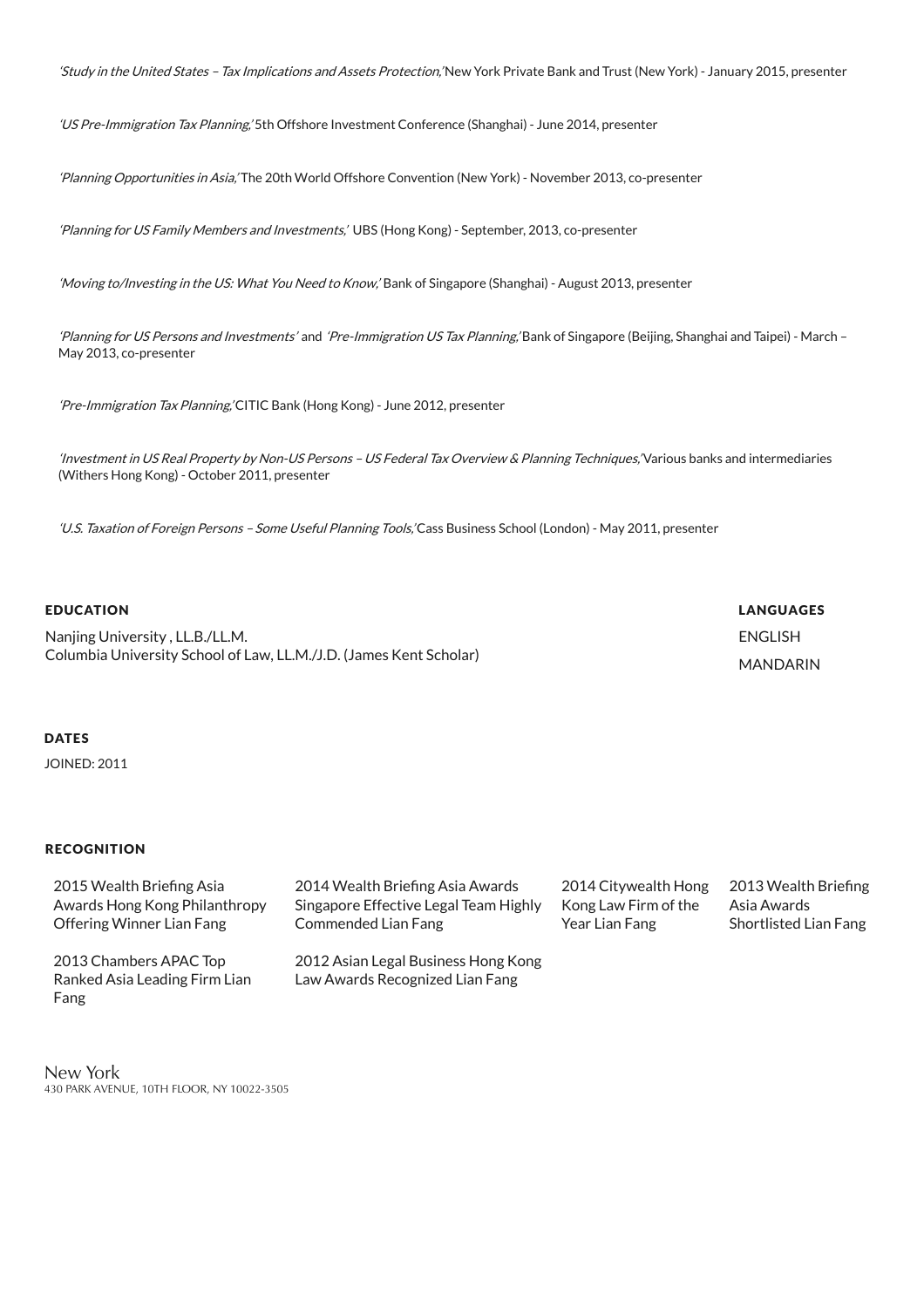*'Study in the United States – Tax Implications and Assets Protection,'* New York Private Bank and Trust (New York) - January 2015, presenter

*'US Pre-Immigration Tax Planning,'* 5th Offshore Investment Conference (Shanghai) - June 2014, presenter

*'Planning Opportunities in Asia,'* The 20th World Offshore Convention (New York) - November 2013, co-presenter

*'Planning for US Family Members and Investments,'* UBS (Hong Kong) - September, 2013, co-presenter

*'Moving to/Investing in the US: What You Need to Know,'* Bank of Singapore (Shanghai) - August 2013, presenter

*'Planning for US Persons and Investments'* and *'Pre-Immigration US Tax Planning,'* Bank of Singapore (Beijing, Shanghai and Taipei) - March – May 2013, co-presenter

*'Pre-Immigration Tax Planning,'* CITIC Bank (Hong Kong) - June 2012, presenter

*'Investment in US Real Property by Non-US Persons – US Federal Tax Overview & Planning Techniques,'* Various banks and intermediaries (Withers Hong Kong) - October 2011, presenter

*'U.S. Taxation of Foreign Persons – Some Useful Planning Tools,'* Cass Business School (London) - May 2011, presenter

## EDUCATION

Nanjing University , LL.B./LL.M.
Columbia University School of Law, LL.M./J.D. (James Kent Scholar)

## LANGUAGES

ENGLISH
MANDARIN

## DATES

JOINED: 2011

## RECOGNITION

2015 Wealth Briefing Asia Awards Hong Kong Philanthropy Offering Winner Lian Fang

2014 Wealth Briefing Asia Awards Singapore Effective Legal Team Highly Commended Lian Fang

2014 Citywealth Hong Kong Law Firm of the Year Lian Fang

2013 Wealth Briefing Asia Awards Shortlisted Lian Fang

2013 Chambers APAC Top Ranked Asia Leading Firm Lian Fang

2012 Asian Legal Business Hong Kong Law Awards Recognized Lian Fang

New York
430 PARK AVENUE, 10TH FLOOR, NY 10022-3505